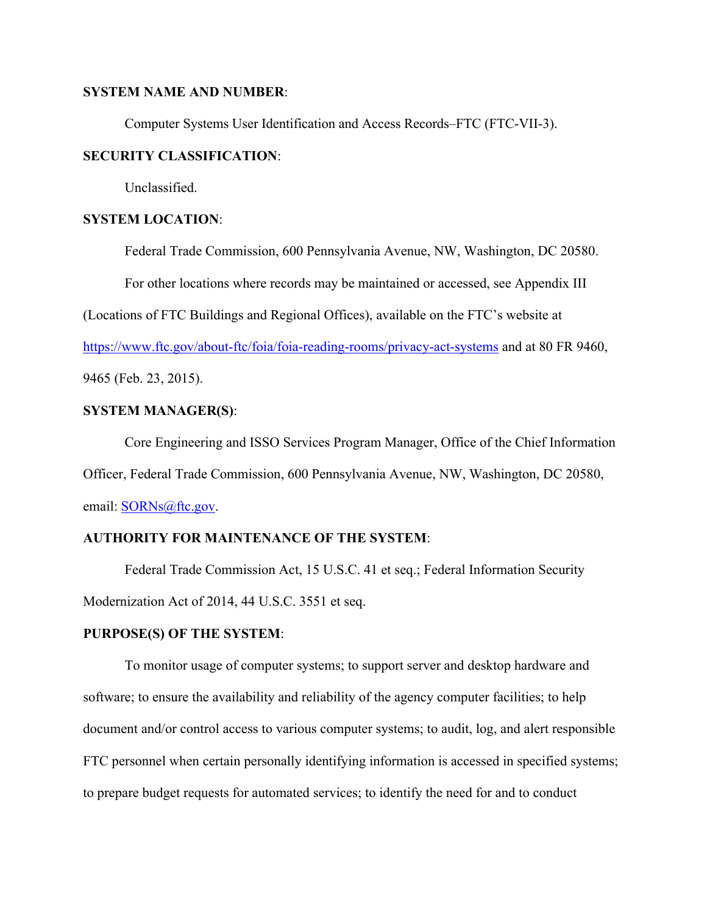**SYSTEM NAME AND NUMBER**:

Computer Systems User Identification and Access Records–FTC (FTC-VII-3).

**SECURITY CLASSIFICATION**:

Unclassified.

**SYSTEM LOCATION**:

Federal Trade Commission, 600 Pennsylvania Avenue, NW, Washington, DC 20580.

For other locations where records may be maintained or accessed, see Appendix III (Locations of FTC Buildings and Regional Offices), available on the FTC's website at https://www.ftc.gov/about-ftc/foia/foia-reading-rooms/privacy-act-systems and at 80 FR 9460, 9465 (Feb. 23, 2015).

**SYSTEM MANAGER(S)**:

Core Engineering and ISSO Services Program Manager, Office of the Chief Information Officer, Federal Trade Commission, 600 Pennsylvania Avenue, NW, Washington, DC 20580, email: SORNs@ftc.gov.

**AUTHORITY FOR MAINTENANCE OF THE SYSTEM**:

Federal Trade Commission Act, 15 U.S.C. 41 et seq.; Federal Information Security Modernization Act of 2014, 44 U.S.C. 3551 et seq.

**PURPOSE(S) OF THE SYSTEM**:

To monitor usage of computer systems; to support server and desktop hardware and software; to ensure the availability and reliability of the agency computer facilities; to help document and/or control access to various computer systems; to audit, log, and alert responsible FTC personnel when certain personally identifying information is accessed in specified systems; to prepare budget requests for automated services; to identify the need for and to conduct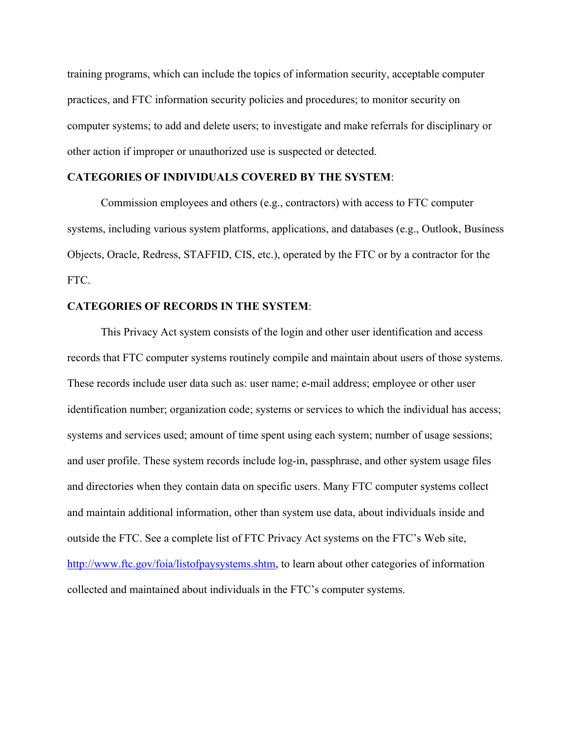training programs, which can include the topics of information security, acceptable computer practices, and FTC information security policies and procedures; to monitor security on computer systems; to add and delete users; to investigate and make referrals for disciplinary or other action if improper or unauthorized use is suspected or detected.

**CATEGORIES OF INDIVIDUALS COVERED BY THE SYSTEM**:

Commission employees and others (e.g., contractors) with access to FTC computer systems, including various system platforms, applications, and databases (e.g., Outlook, Business Objects, Oracle, Redress, STAFFID, CIS, etc.), operated by the FTC or by a contractor for the FTC.

**CATEGORIES OF RECORDS IN THE SYSTEM**:

This Privacy Act system consists of the login and other user identification and access records that FTC computer systems routinely compile and maintain about users of those systems. These records include user data such as: user name; e-mail address; employee or other user identification number; organization code; systems or services to which the individual has access; systems and services used; amount of time spent using each system; number of usage sessions; and user profile. These system records include log-in, passphrase, and other system usage files and directories when they contain data on specific users. Many FTC computer systems collect and maintain additional information, other than system use data, about individuals inside and outside the FTC. See a complete list of FTC Privacy Act systems on the FTC's Web site, http://www.ftc.gov/foia/listofpaysystems.shtm, to learn about other categories of information collected and maintained about individuals in the FTC's computer systems.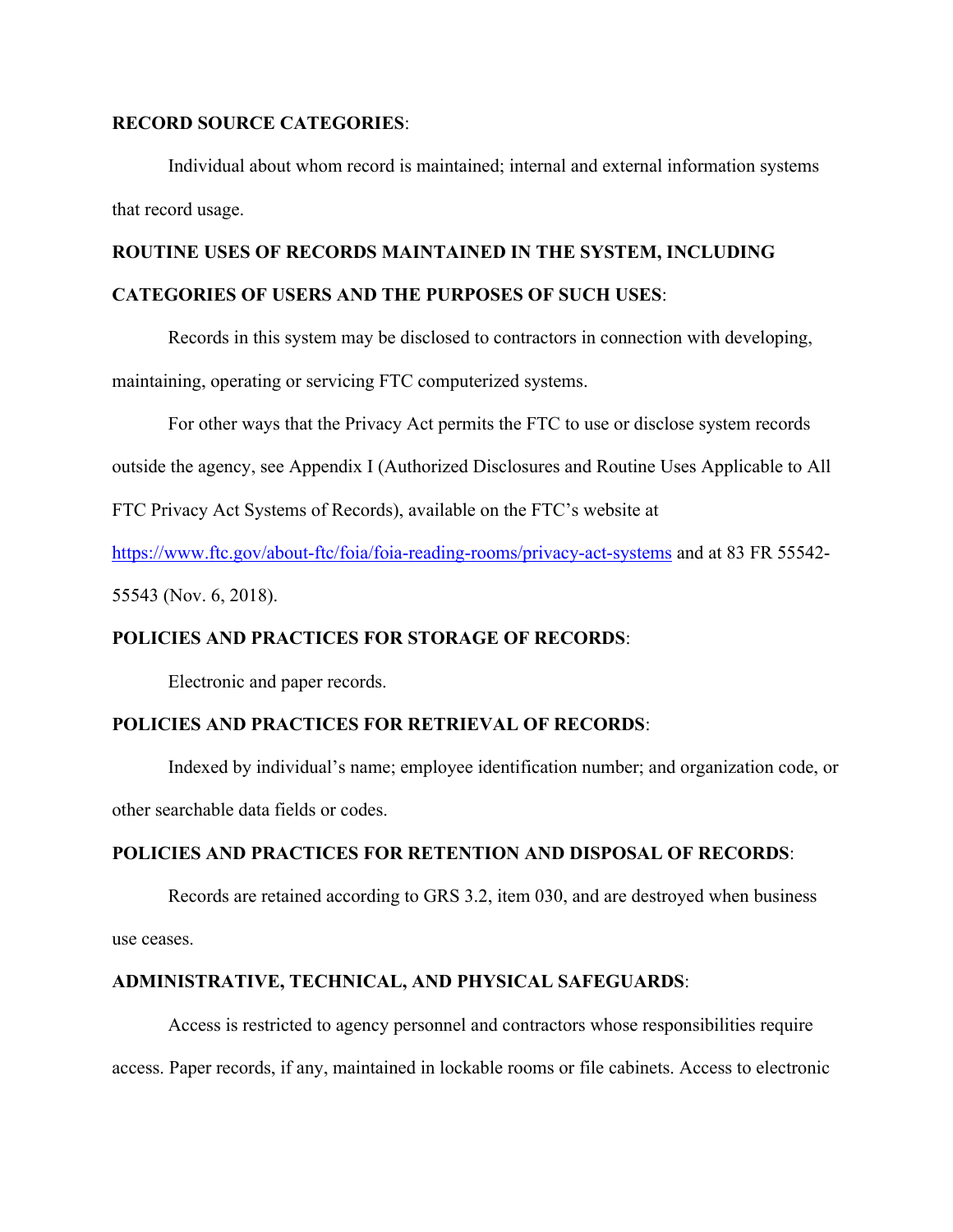**RECORD SOURCE CATEGORIES**:

Individual about whom record is maintained; internal and external information systems that record usage.

**ROUTINE USES OF RECORDS MAINTAINED IN THE SYSTEM, INCLUDING CATEGORIES OF USERS AND THE PURPOSES OF SUCH USES**:

Records in this system may be disclosed to contractors in connection with developing, maintaining, operating or servicing FTC computerized systems.

For other ways that the Privacy Act permits the FTC to use or disclose system records outside the agency, see Appendix I (Authorized Disclosures and Routine Uses Applicable to All FTC Privacy Act Systems of Records), available on the FTC's website at https://www.ftc.gov/about-ftc/foia/foia-reading-rooms/privacy-act-systems and at 83 FR 55542-55543 (Nov. 6, 2018).

**POLICIES AND PRACTICES FOR STORAGE OF RECORDS**:

Electronic and paper records.

**POLICIES AND PRACTICES FOR RETRIEVAL OF RECORDS**:

Indexed by individual's name; employee identification number; and organization code, or other searchable data fields or codes.

**POLICIES AND PRACTICES FOR RETENTION AND DISPOSAL OF RECORDS**:

Records are retained according to GRS 3.2, item 030, and are destroyed when business use ceases.

**ADMINISTRATIVE, TECHNICAL, AND PHYSICAL SAFEGUARDS**:

Access is restricted to agency personnel and contractors whose responsibilities require access. Paper records, if any, maintained in lockable rooms or file cabinets. Access to electronic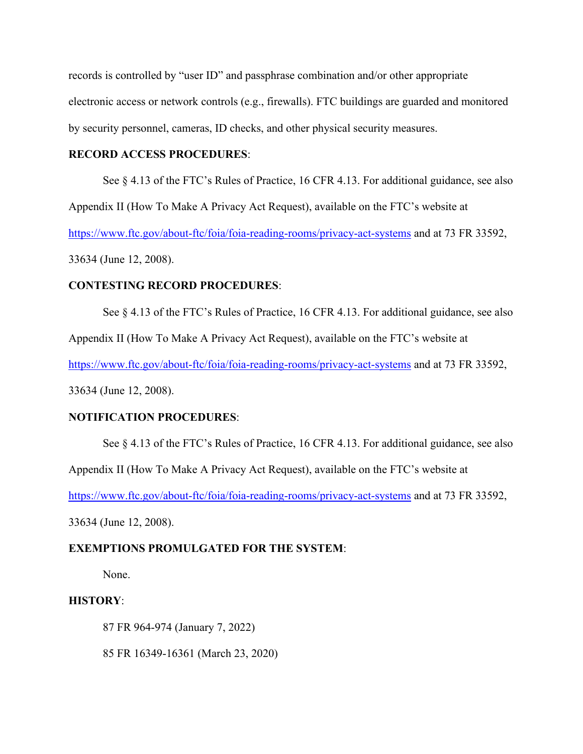records is controlled by "user ID" and passphrase combination and/or other appropriate electronic access or network controls (e.g., firewalls). FTC buildings are guarded and monitored by security personnel, cameras, ID checks, and other physical security measures.

**RECORD ACCESS PROCEDURES**:

See § 4.13 of the FTC's Rules of Practice, 16 CFR 4.13. For additional guidance, see also Appendix II (How To Make A Privacy Act Request), available on the FTC's website at https://www.ftc.gov/about-ftc/foia/foia-reading-rooms/privacy-act-systems and at 73 FR 33592, 33634 (June 12, 2008).

**CONTESTING RECORD PROCEDURES**:

See § 4.13 of the FTC's Rules of Practice, 16 CFR 4.13. For additional guidance, see also Appendix II (How To Make A Privacy Act Request), available on the FTC's website at https://www.ftc.gov/about-ftc/foia/foia-reading-rooms/privacy-act-systems and at 73 FR 33592, 33634 (June 12, 2008).

**NOTIFICATION PROCEDURES**:

See § 4.13 of the FTC's Rules of Practice, 16 CFR 4.13. For additional guidance, see also Appendix II (How To Make A Privacy Act Request), available on the FTC's website at https://www.ftc.gov/about-ftc/foia/foia-reading-rooms/privacy-act-systems and at 73 FR 33592, 33634 (June 12, 2008).

**EXEMPTIONS PROMULGATED FOR THE SYSTEM**:

None.

**HISTORY**:

87 FR 964-974 (January 7, 2022)

85 FR 16349-16361 (March 23, 2020)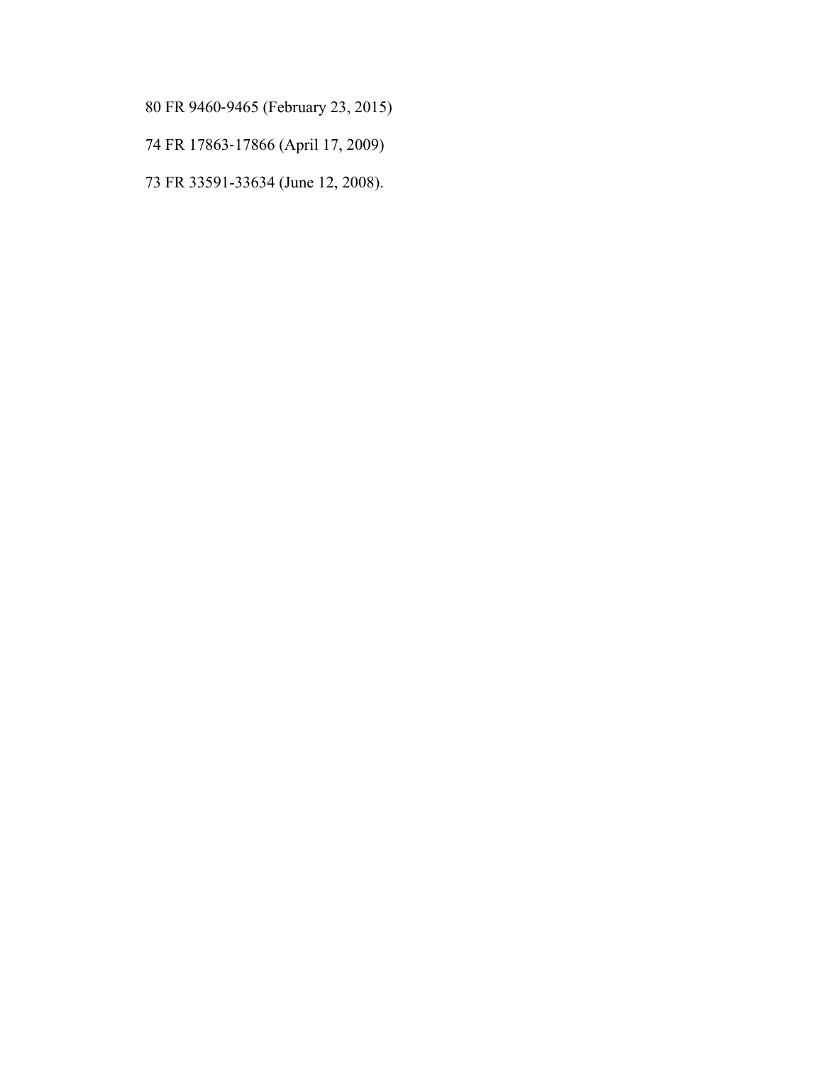80 FR 9460-9465 (February 23, 2015)

74 FR 17863-17866 (April 17, 2009)

73 FR 33591-33634 (June 12, 2008).